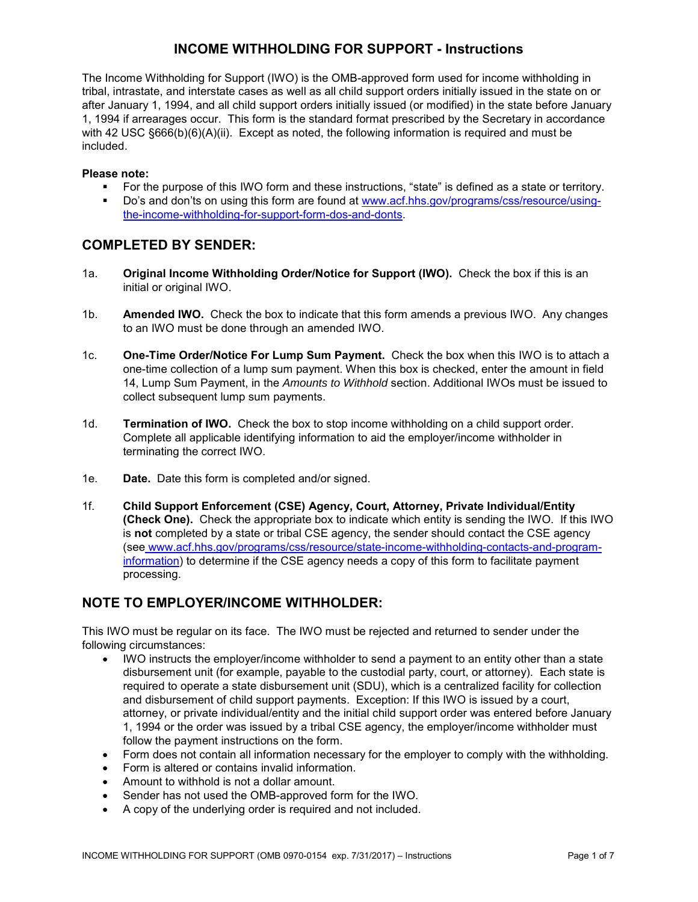# INCOME WITHHOLDING FOR SUPPORT - Instructions

The Income Withholding for Support (IWO) is the OMB-approved form used for income withholding in tribal, intrastate, and interstate cases as well as all child support orders initially issued in the state on or after January 1, 1994, and all child support orders initially issued (or modified) in the state before January 1, 1994 if arrearages occur. This form is the standard format prescribed by the Secretary in accordance with 42 USC §666(b)(6)(A)(ii). Except as noted, the following information is required and must be included.

**Please note:**

- For the purpose of this IWO form and these instructions, "state" is defined as a state or territory.
- Do's and don'ts on using this form are found at [www.acf.hhs.gov/programs/css/resource/using-the-income-withholding-for-support-form-dos-and-donts](www.acf.hhs.gov/programs/css/resource/using-the-income-withholding-for-support-form-dos-and-donts).

## COMPLETED BY SENDER:

1a. **Original Income Withholding Order/Notice for Support (IWO).** Check the box if this is an initial or original IWO.

1b. **Amended IWO.** Check the box to indicate that this form amends a previous IWO. Any changes to an IWO must be done through an amended IWO.

1c. **One-Time Order/Notice For Lump Sum Payment.** Check the box when this IWO is to attach a one-time collection of a lump sum payment. When this box is checked, enter the amount in field 14, Lump Sum Payment, in the *Amounts to Withhold* section. Additional IWOs must be issued to collect subsequent lump sum payments.

1d. **Termination of IWO.** Check the box to stop income withholding on a child support order. Complete all applicable identifying information to aid the employer/income withholder in terminating the correct IWO.

1e. **Date.** Date this form is completed and/or signed.

1f. **Child Support Enforcement (CSE) Agency, Court, Attorney, Private Individual/Entity (Check One).** Check the appropriate box to indicate which entity is sending the IWO. If this IWO is **not** completed by a state or tribal CSE agency, the sender should contact the CSE agency (see [www.acf.hhs.gov/programs/css/resource/state-income-withholding-contacts-and-program-information](www.acf.hhs.gov/programs/css/resource/state-income-withholding-contacts-and-program-information)) to determine if the CSE agency needs a copy of this form to facilitate payment processing.

## NOTE TO EMPLOYER/INCOME WITHHOLDER:

This IWO must be regular on its face. The IWO must be rejected and returned to sender under the following circumstances:

- IWO instructs the employer/income withholder to send a payment to an entity other than a state disbursement unit (for example, payable to the custodial party, court, or attorney). Each state is required to operate a state disbursement unit (SDU), which is a centralized facility for collection and disbursement of child support payments. Exception: If this IWO is issued by a court, attorney, or private individual/entity and the initial child support order was entered before January 1, 1994 or the order was issued by a tribal CSE agency, the employer/income withholder must follow the payment instructions on the form.
- Form does not contain all information necessary for the employer to comply with the withholding.
- Form is altered or contains invalid information.
- Amount to withhold is not a dollar amount.
- Sender has not used the OMB-approved form for the IWO.
- A copy of the underlying order is required and not included.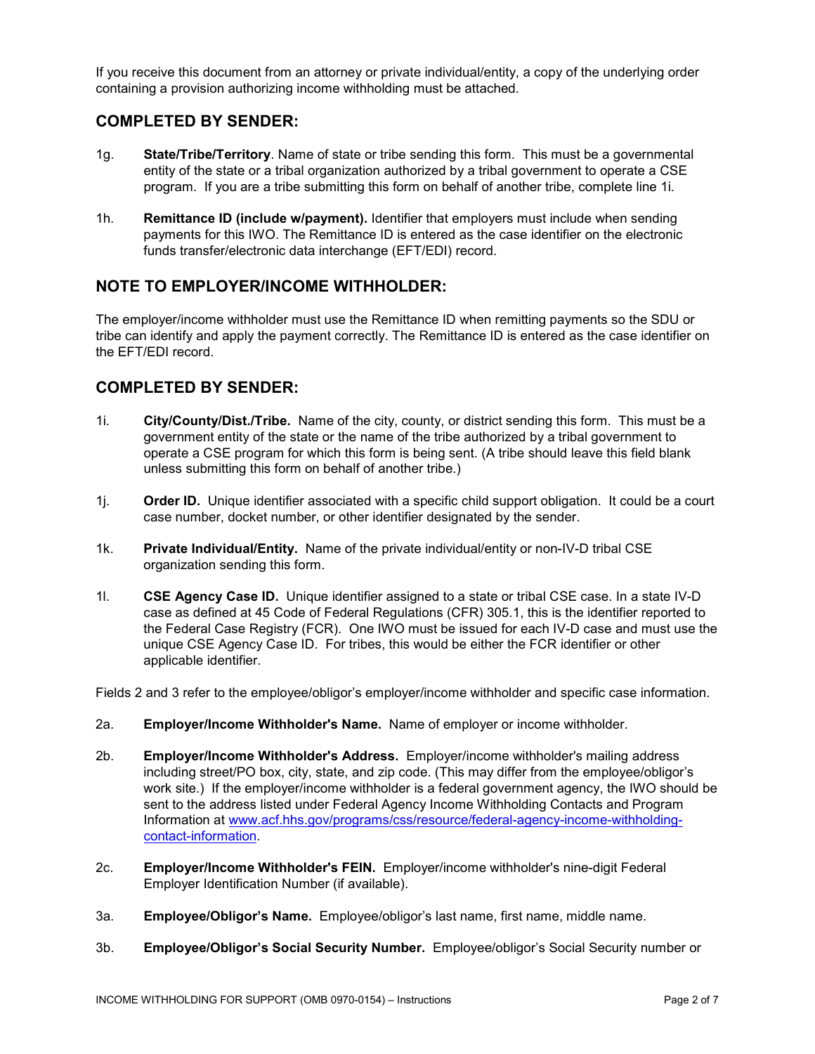If you receive this document from an attorney or private individual/entity, a copy of the underlying order containing a provision authorizing income withholding must be attached.

## COMPLETED BY SENDER:

1g. **State/Tribe/Territory**. Name of state or tribe sending this form. This must be a governmental entity of the state or a tribal organization authorized by a tribal government to operate a CSE program. If you are a tribe submitting this form on behalf of another tribe, complete line 1i.

1h. **Remittance ID (include w/payment).** Identifier that employers must include when sending payments for this IWO. The Remittance ID is entered as the case identifier on the electronic funds transfer/electronic data interchange (EFT/EDI) record.

## NOTE TO EMPLOYER/INCOME WITHHOLDER:

The employer/income withholder must use the Remittance ID when remitting payments so the SDU or tribe can identify and apply the payment correctly. The Remittance ID is entered as the case identifier on the EFT/EDI record.

## COMPLETED BY SENDER:

1i. **City/County/Dist./Tribe.** Name of the city, county, or district sending this form. This must be a government entity of the state or the name of the tribe authorized by a tribal government to operate a CSE program for which this form is being sent. (A tribe should leave this field blank unless submitting this form on behalf of another tribe.)

1j. **Order ID.** Unique identifier associated with a specific child support obligation. It could be a court case number, docket number, or other identifier designated by the sender.

1k. **Private Individual/Entity.** Name of the private individual/entity or non-IV-D tribal CSE organization sending this form.

1l. **CSE Agency Case ID.** Unique identifier assigned to a state or tribal CSE case. In a state IV-D case as defined at 45 Code of Federal Regulations (CFR) 305.1, this is the identifier reported to the Federal Case Registry (FCR). One IWO must be issued for each IV-D case and must use the unique CSE Agency Case ID. For tribes, this would be either the FCR identifier or other applicable identifier.

Fields 2 and 3 refer to the employee/obligor's employer/income withholder and specific case information.

2a. **Employer/Income Withholder's Name.** Name of employer or income withholder.

2b. **Employer/Income Withholder's Address.** Employer/income withholder's mailing address including street/PO box, city, state, and zip code. (This may differ from the employee/obligor's work site.) If the employer/income withholder is a federal government agency, the IWO should be sent to the address listed under Federal Agency Income Withholding Contacts and Program Information at [www.acf.hhs.gov/programs/css/resource/federal-agency-income-withholding-contact-information](http://www.acf.hhs.gov/programs/css/resource/federal-agency-income-withholding-contact-information).

2c. **Employer/Income Withholder's FEIN.** Employer/income withholder's nine-digit Federal Employer Identification Number (if available).

3a. **Employee/Obligor's Name.** Employee/obligor's last name, first name, middle name.

3b. **Employee/Obligor's Social Security Number.** Employee/obligor's Social Security number or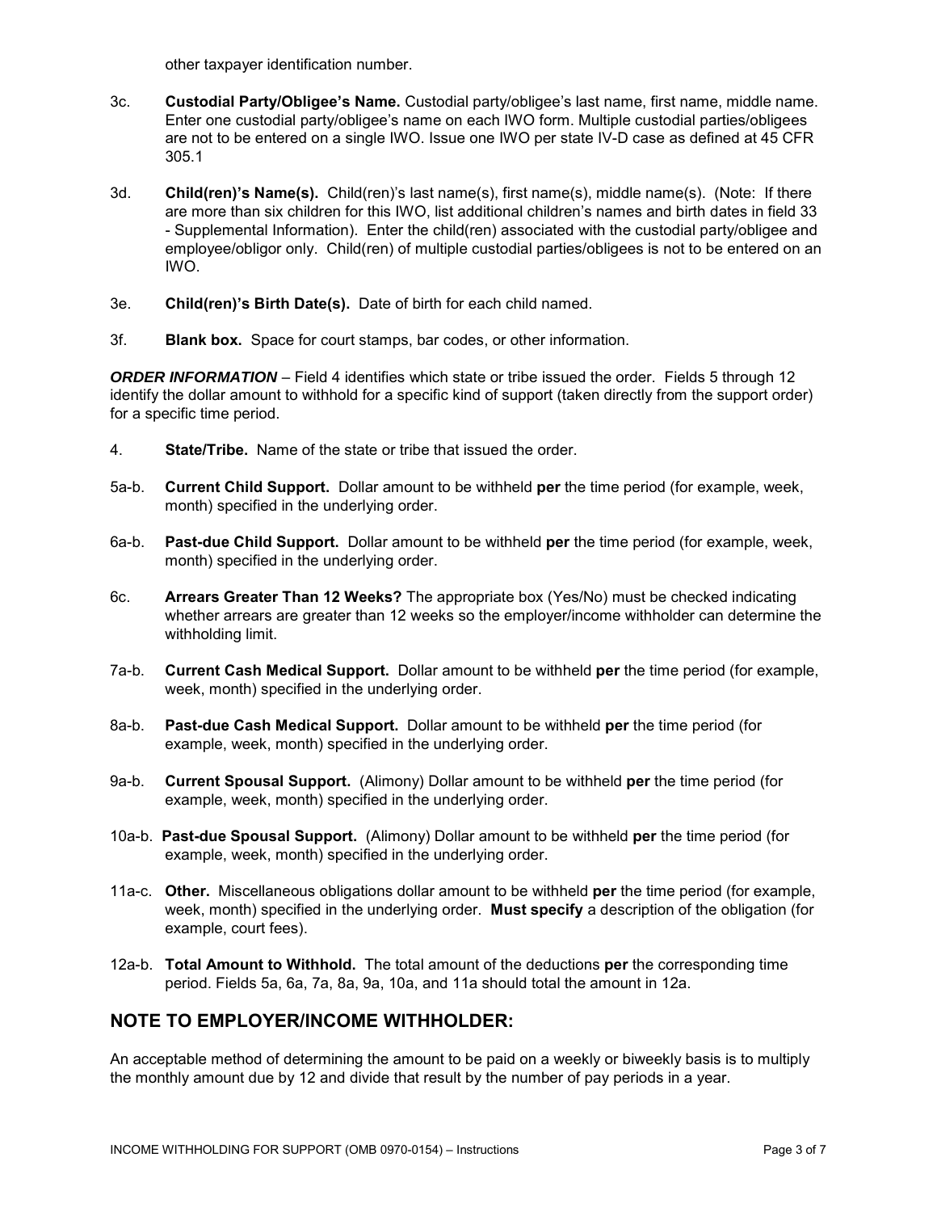other taxpayer identification number.

3c. **Custodial Party/Obligee's Name.** Custodial party/obligee's last name, first name, middle name. Enter one custodial party/obligee's name on each IWO form. Multiple custodial parties/obligees are not to be entered on a single IWO. Issue one IWO per state IV-D case as defined at 45 CFR 305.1

3d. **Child(ren)'s Name(s).** Child(ren)'s last name(s), first name(s), middle name(s). (Note: If there are more than six children for this IWO, list additional children's names and birth dates in field 33 - Supplemental Information). Enter the child(ren) associated with the custodial party/obligee and employee/obligor only. Child(ren) of multiple custodial parties/obligees is not to be entered on an IWO.

3e. **Child(ren)'s Birth Date(s).** Date of birth for each child named.

3f. **Blank box.** Space for court stamps, bar codes, or other information.

***ORDER INFORMATION*** – Field 4 identifies which state or tribe issued the order. Fields 5 through 12 identify the dollar amount to withhold for a specific kind of support (taken directly from the support order) for a specific time period.

4. **State/Tribe.** Name of the state or tribe that issued the order.

5a-b. **Current Child Support.** Dollar amount to be withheld **per** the time period (for example, week, month) specified in the underlying order.

6a-b. **Past-due Child Support.** Dollar amount to be withheld **per** the time period (for example, week, month) specified in the underlying order.

6c. **Arrears Greater Than 12 Weeks?** The appropriate box (Yes/No) must be checked indicating whether arrears are greater than 12 weeks so the employer/income withholder can determine the withholding limit.

7a-b. **Current Cash Medical Support.** Dollar amount to be withheld **per** the time period (for example, week, month) specified in the underlying order.

8a-b. **Past-due Cash Medical Support.** Dollar amount to be withheld **per** the time period (for example, week, month) specified in the underlying order.

9a-b. **Current Spousal Support.** (Alimony) Dollar amount to be withheld **per** the time period (for example, week, month) specified in the underlying order.

10a-b. **Past-due Spousal Support.** (Alimony) Dollar amount to be withheld **per** the time period (for example, week, month) specified in the underlying order.

11a-c. **Other.** Miscellaneous obligations dollar amount to be withheld **per** the time period (for example, week, month) specified in the underlying order. **Must specify** a description of the obligation (for example, court fees).

12a-b. **Total Amount to Withhold.** The total amount of the deductions **per** the corresponding time period. Fields 5a, 6a, 7a, 8a, 9a, 10a, and 11a should total the amount in 12a.

## NOTE TO EMPLOYER/INCOME WITHHOLDER:

An acceptable method of determining the amount to be paid on a weekly or biweekly basis is to multiply the monthly amount due by 12 and divide that result by the number of pay periods in a year.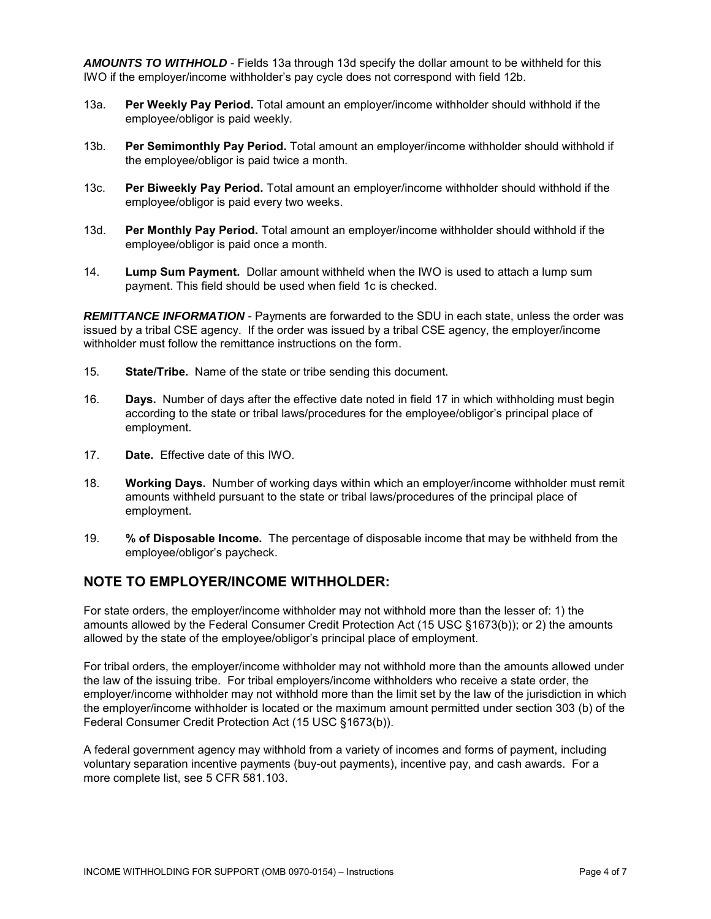***AMOUNTS TO WITHHOLD*** - Fields 13a through 13d specify the dollar amount to be withheld for this IWO if the employer/income withholder's pay cycle does not correspond with field 12b.

13a. **Per Weekly Pay Period.** Total amount an employer/income withholder should withhold if the employee/obligor is paid weekly.

13b. **Per Semimonthly Pay Period.** Total amount an employer/income withholder should withhold if the employee/obligor is paid twice a month.

13c. **Per Biweekly Pay Period.** Total amount an employer/income withholder should withhold if the employee/obligor is paid every two weeks.

13d. **Per Monthly Pay Period.** Total amount an employer/income withholder should withhold if the employee/obligor is paid once a month.

14. **Lump Sum Payment.** Dollar amount withheld when the IWO is used to attach a lump sum payment. This field should be used when field 1c is checked.

***REMITTANCE INFORMATION*** - Payments are forwarded to the SDU in each state, unless the order was issued by a tribal CSE agency. If the order was issued by a tribal CSE agency, the employer/income withholder must follow the remittance instructions on the form.

15. **State/Tribe.** Name of the state or tribe sending this document.

16. **Days.** Number of days after the effective date noted in field 17 in which withholding must begin according to the state or tribal laws/procedures for the employee/obligor's principal place of employment.

17. **Date.** Effective date of this IWO.

18. **Working Days.** Number of working days within which an employer/income withholder must remit amounts withheld pursuant to the state or tribal laws/procedures of the principal place of employment.

19. **% of Disposable Income.** The percentage of disposable income that may be withheld from the employee/obligor's paycheck.

## NOTE TO EMPLOYER/INCOME WITHHOLDER:

For state orders, the employer/income withholder may not withhold more than the lesser of: 1) the amounts allowed by the Federal Consumer Credit Protection Act (15 USC §1673(b)); or 2) the amounts allowed by the state of the employee/obligor's principal place of employment.

For tribal orders, the employer/income withholder may not withhold more than the amounts allowed under the law of the issuing tribe. For tribal employers/income withholders who receive a state order, the employer/income withholder may not withhold more than the limit set by the law of the jurisdiction in which the employer/income withholder is located or the maximum amount permitted under section 303 (b) of the Federal Consumer Credit Protection Act (15 USC §1673(b)).

A federal government agency may withhold from a variety of incomes and forms of payment, including voluntary separation incentive payments (buy-out payments), incentive pay, and cash awards. For a more complete list, see 5 CFR 581.103.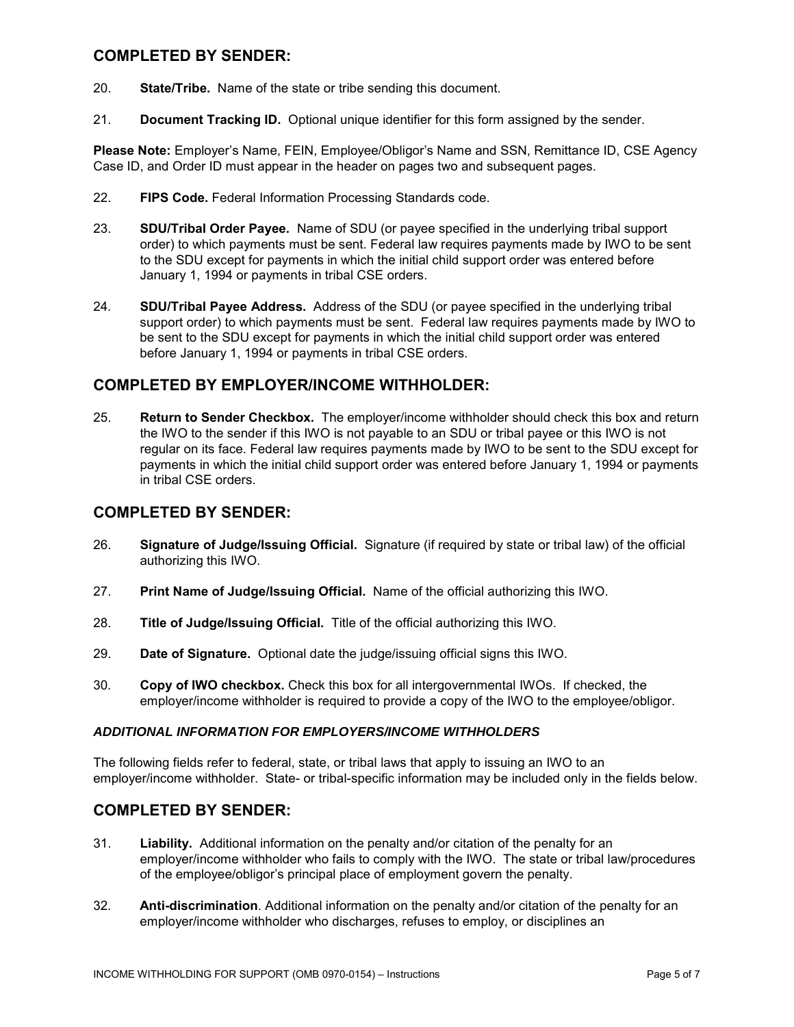## COMPLETED BY SENDER:

20. **State/Tribe.** Name of the state or tribe sending this document.

21. **Document Tracking ID.** Optional unique identifier for this form assigned by the sender.

**Please Note:** Employer's Name, FEIN, Employee/Obligor's Name and SSN, Remittance ID, CSE Agency Case ID, and Order ID must appear in the header on pages two and subsequent pages.

22. **FIPS Code.** Federal Information Processing Standards code.

23. **SDU/Tribal Order Payee.** Name of SDU (or payee specified in the underlying tribal support order) to which payments must be sent. Federal law requires payments made by IWO to be sent to the SDU except for payments in which the initial child support order was entered before January 1, 1994 or payments in tribal CSE orders.

24. **SDU/Tribal Payee Address.** Address of the SDU (or payee specified in the underlying tribal support order) to which payments must be sent. Federal law requires payments made by IWO to be sent to the SDU except for payments in which the initial child support order was entered before January 1, 1994 or payments in tribal CSE orders.

## COMPLETED BY EMPLOYER/INCOME WITHHOLDER:

25. **Return to Sender Checkbox.** The employer/income withholder should check this box and return the IWO to the sender if this IWO is not payable to an SDU or tribal payee or this IWO is not regular on its face. Federal law requires payments made by IWO to be sent to the SDU except for payments in which the initial child support order was entered before January 1, 1994 or payments in tribal CSE orders.

## COMPLETED BY SENDER:

26. **Signature of Judge/Issuing Official.** Signature (if required by state or tribal law) of the official authorizing this IWO.

27. **Print Name of Judge/Issuing Official.** Name of the official authorizing this IWO.

28. **Title of Judge/Issuing Official.** Title of the official authorizing this IWO.

29. **Date of Signature.** Optional date the judge/issuing official signs this IWO.

30. **Copy of IWO checkbox.** Check this box for all intergovernmental IWOs. If checked, the employer/income withholder is required to provide a copy of the IWO to the employee/obligor.

***ADDITIONAL INFORMATION FOR EMPLOYERS/INCOME WITHHOLDERS***

The following fields refer to federal, state, or tribal laws that apply to issuing an IWO to an employer/income withholder. State- or tribal-specific information may be included only in the fields below.

## COMPLETED BY SENDER:

31. **Liability.** Additional information on the penalty and/or citation of the penalty for an employer/income withholder who fails to comply with the IWO. The state or tribal law/procedures of the employee/obligor's principal place of employment govern the penalty.

32. **Anti-discrimination**. Additional information on the penalty and/or citation of the penalty for an employer/income withholder who discharges, refuses to employ, or disciplines an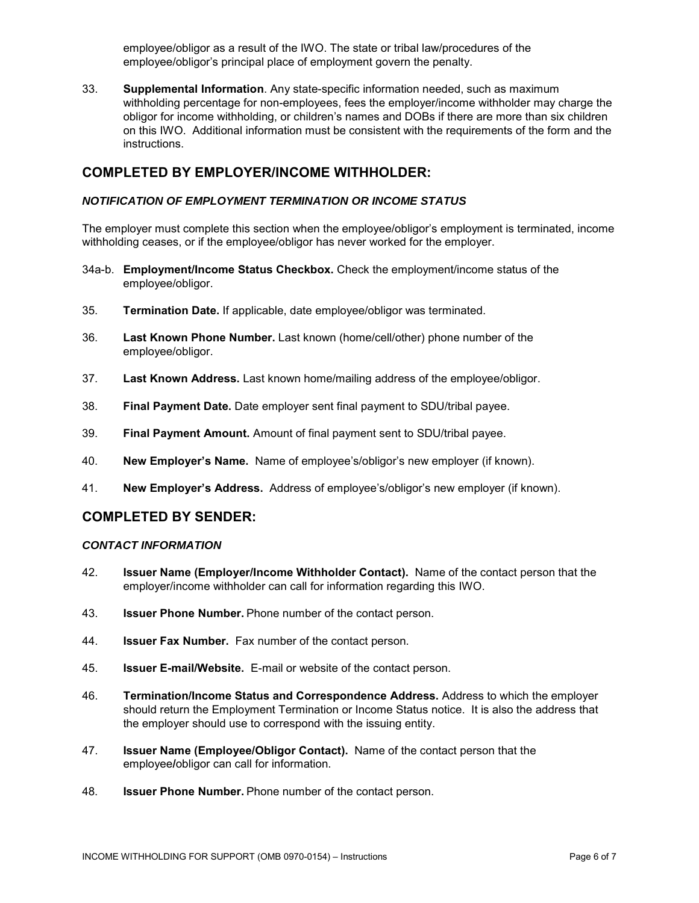employee/obligor as a result of the IWO. The state or tribal law/procedures of the employee/obligor's principal place of employment govern the penalty.

33. **Supplemental Information**. Any state-specific information needed, such as maximum withholding percentage for non-employees, fees the employer/income withholder may charge the obligor for income withholding, or children's names and DOBs if there are more than six children on this IWO. Additional information must be consistent with the requirements of the form and the instructions.

## COMPLETED BY EMPLOYER/INCOME WITHHOLDER:

### *NOTIFICATION OF EMPLOYMENT TERMINATION OR INCOME STATUS*

The employer must complete this section when the employee/obligor's employment is terminated, income withholding ceases, or if the employee/obligor has never worked for the employer.

34a-b. **Employment/Income Status Checkbox.** Check the employment/income status of the employee/obligor.

35. **Termination Date.** If applicable, date employee/obligor was terminated.

36. **Last Known Phone Number.** Last known (home/cell/other) phone number of the employee/obligor.

37. **Last Known Address.** Last known home/mailing address of the employee/obligor.

38. **Final Payment Date.** Date employer sent final payment to SDU/tribal payee.

39. **Final Payment Amount.** Amount of final payment sent to SDU/tribal payee.

40. **New Employer's Name.** Name of employee's/obligor's new employer (if known).

41. **New Employer's Address.** Address of employee's/obligor's new employer (if known).

## COMPLETED BY SENDER:

### *CONTACT INFORMATION*

42. **Issuer Name (Employer/Income Withholder Contact).** Name of the contact person that the employer/income withholder can call for information regarding this IWO.

43. **Issuer Phone Number.** Phone number of the contact person.

44. **Issuer Fax Number.** Fax number of the contact person.

45. **Issuer E-mail/Website.** E-mail or website of the contact person.

46. **Termination/Income Status and Correspondence Address.** Address to which the employer should return the Employment Termination or Income Status notice. It is also the address that the employer should use to correspond with the issuing entity.

47. **Issuer Name (Employee/Obligor Contact).** Name of the contact person that the employee/obligor can call for information.

48. **Issuer Phone Number.** Phone number of the contact person.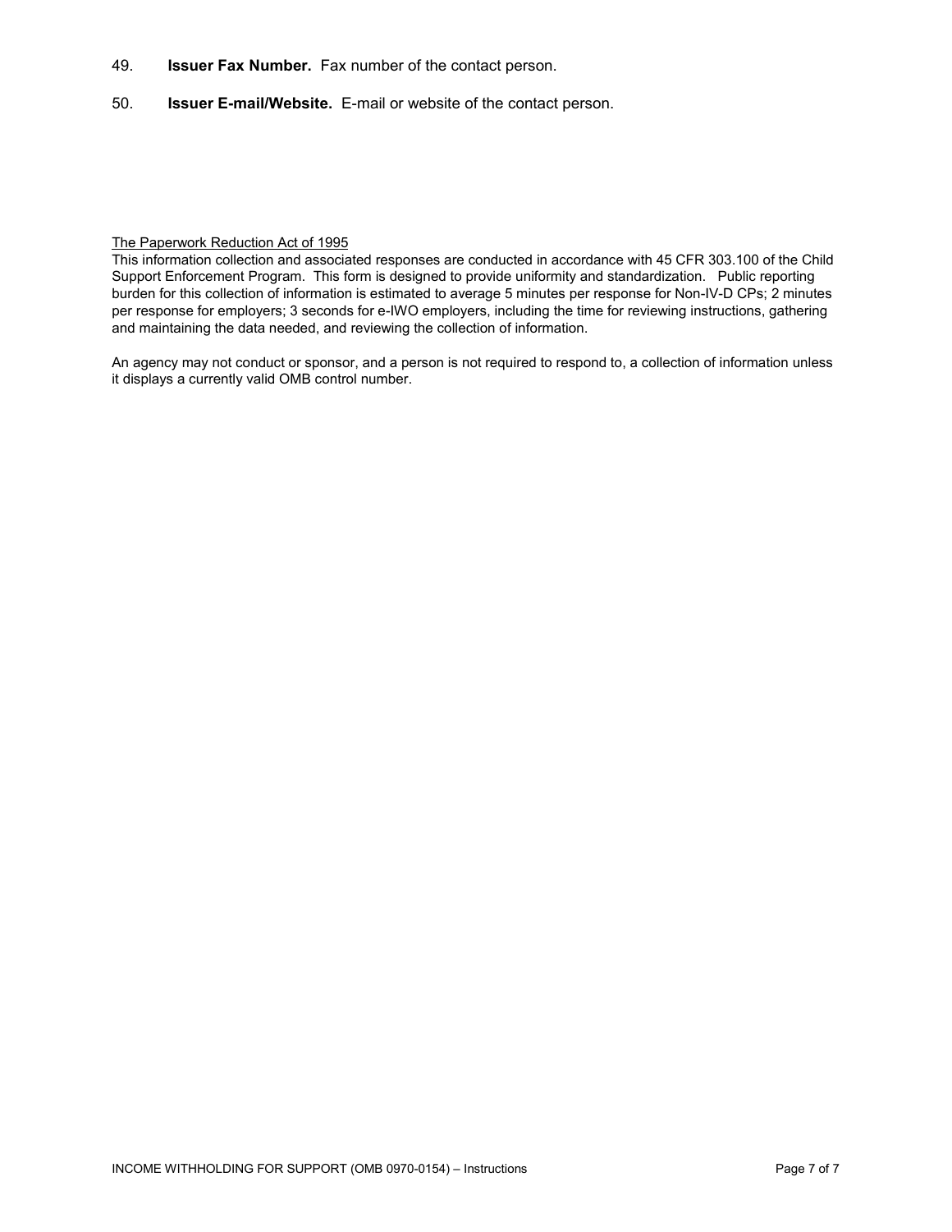49. **Issuer Fax Number.** Fax number of the contact person.

50. **Issuer E-mail/Website.** E-mail or website of the contact person.

<u>The Paperwork Reduction Act of 1995</u>

This information collection and associated responses are conducted in accordance with 45 CFR 303.100 of the Child Support Enforcement Program. This form is designed to provide uniformity and standardization. Public reporting burden for this collection of information is estimated to average 5 minutes per response for Non-IV-D CPs; 2 minutes per response for employers; 3 seconds for e-IWO employers, including the time for reviewing instructions, gathering and maintaining the data needed, and reviewing the collection of information.

An agency may not conduct or sponsor, and a person is not required to respond to, a collection of information unless it displays a currently valid OMB control number.